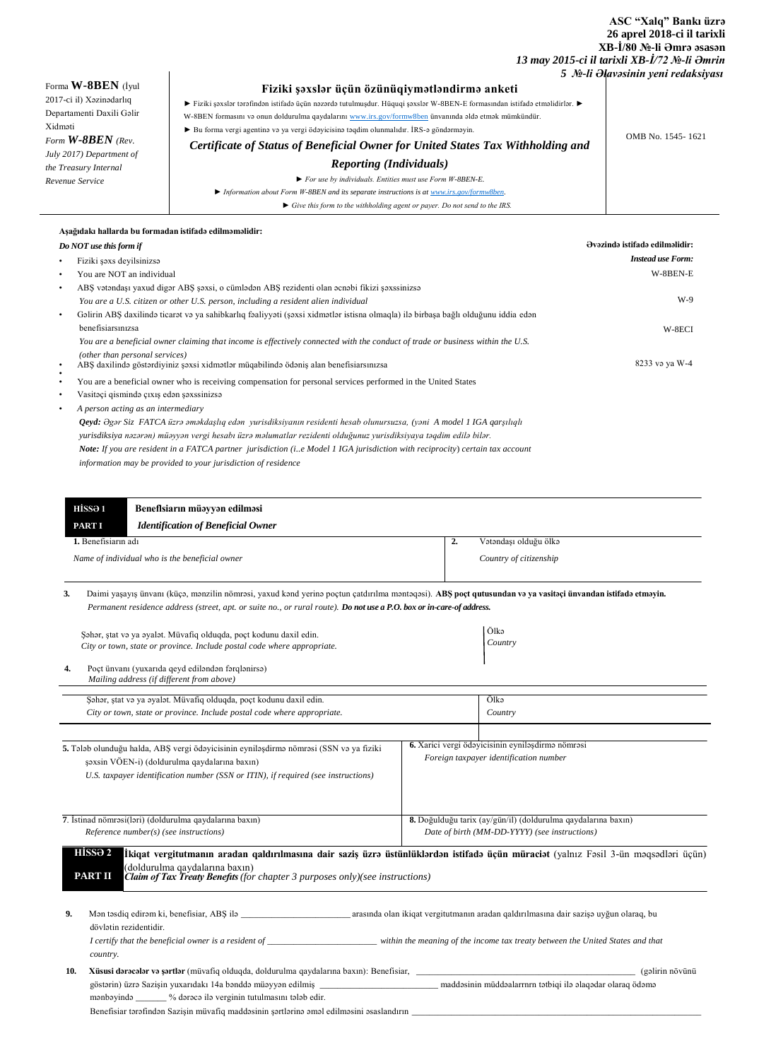**ASC "Xalq" Bankı üzrə**
**26 aprel 2018-ci il tarixli**
**XB-İ/80 №-li Əmrə əsasən**
***13 may 2015-ci il tarixli XB-İ/72 №-li Əmrin***
***5 №-li Əlavəsinin yeni redaksiyası***

| Forma **W-8BEN** (İyul 2017-ci il) Xəzinədarlıq Departamenti Daxili Gəlir Xidməti *Form* ***W-8BEN*** *(Rev. July 2017) Department of the Treasury Internal Revenue Service* | **Fiziki şəxslər üçün özünüqiymətləndirmə anketi** ► Fiziki şəxslər tərəfindən istifadə üçün nəzərdə tutulmuşdur. Hüquqi şəxslər W-8BEN-E formasından istifadə etməlidirlər. ► W-8BEN formasını və onun doldurulma qaydalarını www.irs.gov/formw8ben ünvanında əldə etmək mümkündür. ► Bu forma vergi agentinə və ya vergi ödəyicisinə təqdim olunmalıdır. İRS-ə göndərməyin. ***Certificate of Status of Beneficial Owner for United States Tax Withholding and Reporting (Individuals)*** *► For use by individuals. Entities must use Form W-8BEN-E.* *► Information about Form W-8BEN and its separate instructions is at www.irs.gov/formw8ben.* *► Give this form to the withholding agent or payer. Do not send to the IRS.* | OMB No. 1545- 1621 |
|---|---|---|

**Aşağıdakı hallarda bu formadan istifadə edilməməlidir:**
***Do NOT use this form if***

| | **Əvəzində istifadə edilməlidir:** ***Instead use Form:*** |
|---|---|
| • Fiziki şəxs deyilsinizsə • You are NOT an individual | W-8BEN-E |
| • ABŞ vətəndaşı yaxud digər ABŞ şəxsi, o cümlədən ABŞ rezidenti olan əcnəbi fikizi şəxssinizsə *You are a U.S. citizen or other U.S. person, including a resident alien individual* | W-9 |
| • Gəlirin ABŞ daxilində ticarət və ya sahibkarlıq fəaliyyəti (şəxsi xidmətlər istisna olmaqla) ilə birbaşa bağlı olduğunu iddia edən benefisiarsınızsa *You are a beneficial owner claiming that income is effectively connected with the conduct of trade or business within the U.S. (other than personal services)* | W-8ECI |
| • ABŞ daxilində göstərdiyiniz şəxsi xidmətlər müqabilində ödəniş alan benefisiarsınızsa • You are a beneficial owner who is receiving compensation for personal services performed in the United States | 8233 və ya W-4 |
| • Vasitəçi qismində çıxış edən şəxssinizsə • *A person acting as an intermediary* | |

***Qeyd:*** *Əgər Siz FATCA üzrə əməkdaşlıq edən yurisdiksiyanın residenti hesab olunursuzsa, (yəni A model 1 IGA qarşılıqlı yurisdiksiya nəzərən) müəyyən vergi hesabı üzrə məlumatlar rezidenti olduğunuz yurisdiksiyaya təqdim edilə bilər.*
***Note:*** *If you are resident in a FATCA partner jurisdiction (i..e Model 1 IGA jurisdiction with reciprocity) certain tax account information may be provided to your jurisdiction of residence*

## HİSSƏ 1 / PART I — Beneflsiarın müəyyən edilməsi / *Identification of Beneficial Owner*

| **1.** Benefisiarın adı *Name of individual who is the beneficial owner* | **2.** Vətəndaşı olduğu ölkə *Country of citizenship* |
|---|---|
| | |

**3.** Daimi yaşayış ünvanı (küçə, mənzilin nömrəsi, yaxud kənd yerinə poçtun çatdırılma məntəqəsi). **ABŞ poçt qutusundan və ya vasitəçi ünvandan istifadə etməyin.**
*Permanent residence address (street, apt. or suite no., or rural route).* ***Do not use a P.O. box or in-care-of address.***

| Şəhər, ştat və ya əyalət. Müvafiq olduqda, poçt kodunu daxil edin. *City or town, state or province. Include postal code where appropriate.* | Ölkə *Country* |
|---|---|
| | |

**4.** Poçt ünvanı (yuxarıda qeyd ediləndən fərqlənirsə)
*Mailing address (if different from above)*

| Şəhər, ştat və ya əyalət. Müvafiq olduqda, poçt kodunu daxil edin. *City or town, state or province. Include postal code where appropriate.* | Ölkə *Country* |
|---|---|
| | |

| **5.** Tələb olunduğu halda, ABŞ vergi ödəyicisinin eyniləşdirmə nömrəsi (SSN və ya fiziki şəxsin VÖEN-i) (doldurulma qaydalarına baxın) *U.S. taxpayer identification number (SSN or ITIN), if required (see instructions)* | **6.** Xarici vergi ödəyicisinin eyniləşdirmə nömrəsi *Foreign taxpayer identification number* |
|---|---|
| **7**. İstinad nömrəsi(ləri) (doldurulma qaydalarına baxın) *Reference number(s) (see instructions)* | **8.** Doğulduğu tarix (ay/gün/il) (doldurulma qaydalarına baxın) *Date of birth (MM-DD-YYYY) (see instructions)* |

## HİSSƏ 2 / PART II — İkiqat vergitutmanın aradan qaldırılmasına dair saziş üzrə üstünlüklərdən istifadə üçün müraciət (yalnız Fəsil 3-ün məqsədləri üçün) (doldurulma qaydalarına baxın)
***Claim of Tax Treaty Benefits*** *(for chapter 3 purposes only)(see instructions)*

**9.** Mən təsdiq edirəm ki, benefisiar, ABŞ ilə _______________________ arasında olan ikiqat vergitutmanın aradan qaldırılmasına dair sazişə uyğun olaraq, bu dövlətin rezidentidir.
*I certify that the beneficial owner is a resident of _______________________ within the meaning of the income tax treaty between the United States and that country.*

**10.** **Xüsusi dərəcələr və şərtlər** (müvafiq olduqda, doldurulma qaydalarına baxın): Benefisiar, _____________________________________________ (gəlirin növünü göstərin) üzrə Sazişin yuxarıdakı 14a bənddə müəyyən edilmiş _________________________ maddəsinin müddəalarrnn tətbiqi ilə əlaqədar olaraq ödəmə mənbəyində _______ % dərəcə ilə verginin tutulmasını tələb edir.
Benefisiar tərəfindən Sazişin müvafiq maddəsinin şərtlərinə əməl edilməsini əsaslandırın _______________________________________________________________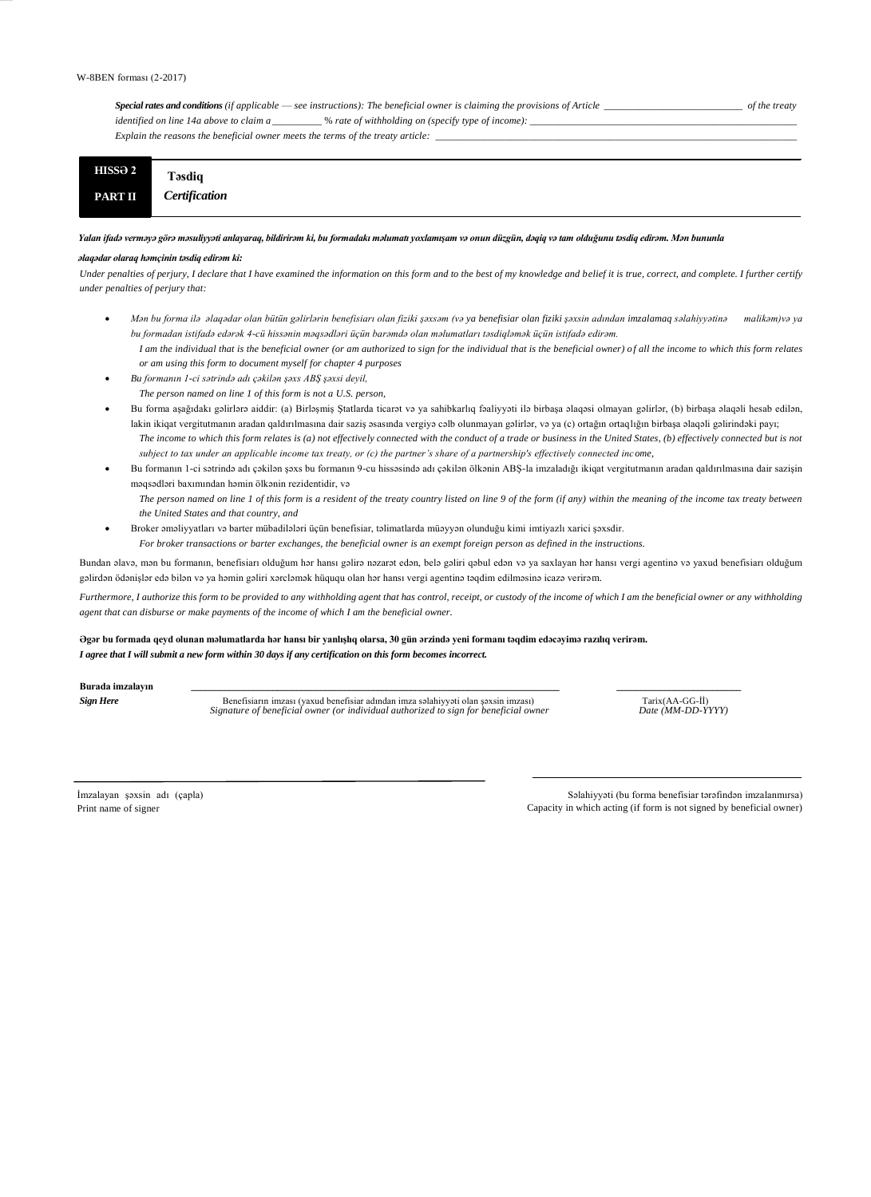W-8BEN forması (2-2017)

***Special rates and conditions*** *(if applicable — see instructions): The beneficial owner is claiming the provisions of Article \_\_\_\_\_\_\_\_\_\_\_\_\_\_\_\_\_\_\_\_\_\_\_\_\_\_ of the treaty identified on line 14a above to claim a \_\_\_\_\_\_\_\_\_\_ % rate of withholding on (specify type of income): \_\_\_\_\_\_\_\_\_\_\_\_\_\_\_\_\_\_\_\_\_\_\_\_\_\_\_\_\_\_\_\_\_\_\_\_\_\_\_\_\_\_\_\_\_\_\_\_\_\_\_\_*

*Explain the reasons the beneficial owner meets the terms of the treaty article: \_\_\_\_\_\_\_\_\_\_\_\_\_\_\_\_\_\_\_\_\_\_\_\_\_\_\_\_\_\_\_\_\_\_\_\_\_\_\_\_\_\_\_\_\_\_\_\_\_\_\_\_\_\_\_\_\_\_\_\_\_\_\_\_\_\_\_\_\_\_*

## HISSƏ 2 Təsdiq
## PART II *Certification*

***Yalan ifadə verməyə görə məsuliyyəti anlayaraq, bildirirəm ki, bu formadakı məlumatı yoxlamışam və onun düzgün, dəqiq və tam olduğunu təsdiq edirəm. Mən bununla əlaqədar olaraq həmçinin təsdiq edirəm ki:***

*Under penalties of perjury, I declare that I have examined the information on this form and to the best of my knowledge and belief it is true, correct, and complete. I further certify under penalties of perjury that:*

- *Mən bu forma ilə əlaqədar olan bütün gəlirlərin benefisiarı olan fiziki şəxsəm (və ya benefisiar olan fiziki şəxsin adından imzalamaq səlahiyyətinə malikəm)və ya bu formadan istifadə edərək 4-cü hissənin məqsədləri üçün barəmdə olan məlumatları təsdiqləmək üçün istifadə edirəm.*
  *I am the individual that is the beneficial owner (or am authorized to sign for the individual that is the beneficial owner) of all the income to which this form relates or am using this form to document myself for chapter 4 purposes*
- *Bu formanın 1-ci sətrində adı çəkilən şəxs ABŞ şəxsi deyil,*
  *The person named on line 1 of this form is not a U.S. person,*
- Bu forma aşağıdakı gəlirlərə aiddir: (a) Birləşmiş Ştatlarda ticarət və ya sahibkarlıq fəaliyyəti ilə birbaşa əlaqəsi olmayan gəlirlər, (b) birbaşa əlaqəli hesab edilən, lakin ikiqat vergitutmanın aradan qaldırılmasına dair saziş əsasında vergiyə cəlb olunmayan gəlirlər, və ya (c) ortağın ortaqlığın birbaşa əlaqəli gəlirindəki payı;
  *The income to which this form relates is (a) not effectively connected with the conduct of a trade or business in the United States, (b) effectively connected but is not subject to tax under an applicable income tax treaty, or (c) the partner's share of a partnership's effectively connected income,*
- Bu formanın 1-ci sətrində adı çəkilən şəxs bu formanın 9-cu hissəsində adı çəkilən ölkənin ABŞ-la imzaladığı ikiqat vergitutmanın aradan qaldırılmasına dair sazişin məqsədləri baxımından həmin ölkənin rezidentidir, və
  *The person named on line 1 of this form is a resident of the treaty country listed on line 9 of the form (if any) within the meaning of the income tax treaty between the United States and that country, and*
- Broker əməliyyatları və barter mübadilələri üçün benefisiar, təlimatlarda müəyyən olunduğu kimi imtiyazlı xarici şəxsdir.
  *For broker transactions or barter exchanges, the beneficial owner is an exempt foreign person as defined in the instructions.*

Bundan əlavə, mən bu formanın, benefisiarı olduğum hər hansı gəlirə nəzarət edən, belə gəliri qəbul edən və ya saxlayan hər hansı vergi agentinə və yaxud benefisiarı olduğum gəlirdən ödənişlər edə bilən və ya həmin gəliri xərcləmək hüququ olan hər hansı vergi agentinə təqdim edilməsinə icazə verirəm.

*Furthermore, I authorize this form to be provided to any withholding agent that has control, receipt, or custody of the income of which I am the beneficial owner or any withholding agent that can disburse or make payments of the income of which I am the beneficial owner.*

**Əgər bu formada qeyd olunan məlumatlarda hər hansı bir yanlışlıq olarsa, 30 gün ərzində yeni formanı təqdim edəcəyimə razılıq verirəm.**
***I agree that I will submit a new form within 30 days if any certification on this form becomes incorrect.***

**Burada imzalayın**
***Sign Here***

\_\_\_\_\_\_\_\_\_\_\_\_\_\_\_\_\_\_\_\_\_\_\_\_\_\_\_\_\_\_\_\_\_\_\_\_\_\_\_\_\_\_\_\_\_\_\_\_\_\_\_\_\_\_\_\_\_\_\_\_
Benefisiarın imzası (yaxud benefisiar adından imza səlahiyyəti olan şəxsin imzası)
*Signature of beneficial owner (or individual authorized to sign for beneficial owner*

\_\_\_\_\_\_\_\_\_\_\_\_\_\_\_\_\_\_\_\_\_\_\_
Tarix(AA-GG-İİ)
*Date (MM-DD-YYYY)*

\_\_\_\_\_\_\_\_\_\_\_\_\_\_\_\_\_\_\_\_\_\_\_\_\_\_\_\_\_\_\_\_\_\_\_\_\_\_\_\_\_\_\_\_\_\_\_\_\_\_
İmzalayan şəxsin adı (çapla)
Print name of signer

\_\_\_\_\_\_\_\_\_\_\_\_\_\_\_\_\_\_\_\_\_\_\_\_\_\_\_\_\_\_\_\_\_\_\_\_\_\_\_\_\_\_\_\_\_\_\_\_\_\_
Səlahiyyəti (bu forma benefisiar tərəfindən imzalanmırsa)
Capacity in which acting (if form is not signed by beneficial owner)